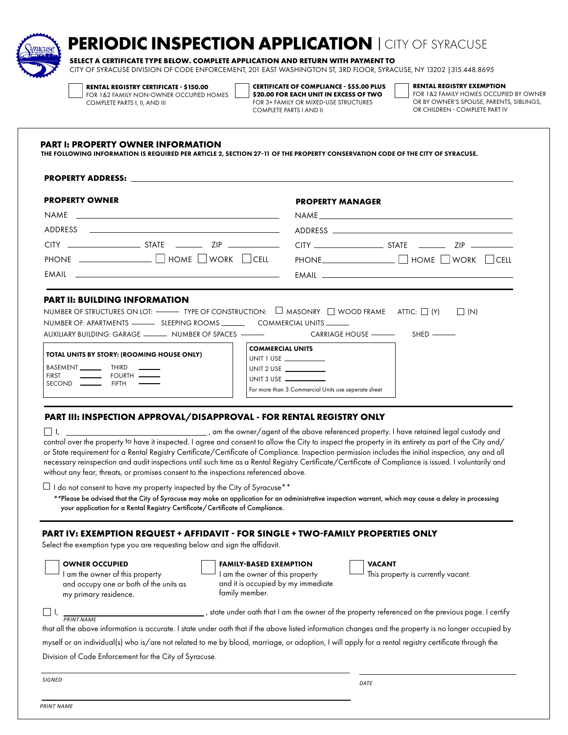# PERIODIC INSPECTION APPLICATION | CITY OF SYRACUSE

**SELECT A CERTIFICATE TYPE BELOW. COMPLETE APPLICATION AND RETURN WITH PAYMENT TO**
CITY OF SYRACUSE DIVISION OF CODE ENFORCEMENT, 201 EAST WASHINGTON ST, 3RD FLOOR, SYRACUSE, NY 13202 | 315.448.8695

☐ **RENTAL REGISTRY CERTIFICATE - $150.00**
FOR 1&2 FAMILY NON-OWNER OCCUPIED HOMES
COMPLETE PARTS I, II, AND III

☐ **CERTIFICATE OF COMPLIANCE - $55.00 PLUS $20.00 FOR EACH UNIT IN EXCESS OF TWO**
FOR 3+ FAMILY OR MIXED-USE STRUCTURES
COMPLETE PARTS I AND II

☐ **RENTAL REGISTRY EXEMPTION**
FOR 1&2 FAMILY HOMES OCCUPIED BY OWNER OR BY OWNER'S SPOUSE, PARENTS, SIBLINGS, OR CHILDREN - COMPLETE PART IV

## PART I: PROPERTY OWNER INFORMATION

**THE FOLLOWING INFORMATION IS REQUIRED PER ARTICLE 2, SECTION 27-11 OF THE PROPERTY CONSERVATION CODE OF THE CITY OF SYRACUSE.**

**PROPERTY ADDRESS:** ______________________________

**PROPERTY OWNER**

NAME ______________________________

ADDRESS ______________________________

CITY ____________ STATE ______ ZIP ________

PHONE ____________ ☐ HOME ☐ WORK ☐ CELL

EMAIL ______________________________

**PROPERTY MANAGER**

NAME ______________________________

ADDRESS ______________________________

CITY ____________ STATE ______ ZIP ________

PHONE ____________ ☐ HOME ☐ WORK ☐ CELL

EMAIL ______________________________

## PART II: BUILDING INFORMATION

NUMBER OF STRUCTURES ON LOT: ______ TYPE OF CONSTRUCTION: ☐ MASONRY ☐ WOOD FRAME ATTIC: ☐ (Y) ☐ (N)

NUMBER OF: APARTMENTS ______ SLEEPING ROOMS ______ COMMERCIAL UNITS ______

AUXILIARY BUILDING: GARAGE ______ NUMBER OF SPACES ______ CARRIAGE HOUSE ______ SHED ______

**TOTAL UNITS BY STORY: (ROOMING HOUSE ONLY)**

BASEMENT ______ THIRD ______
FIRST ______ FOURTH ______
SECOND ______ FIFTH ______

**COMMERCIAL UNITS**

UNIT 1 USE ____________
UNIT 2 USE ____________
UNIT 3 USE ____________
For more than 3 Commercial Units use seperate sheet

## PART III: INSPECTION APPROVAL/DISAPPROVAL - FOR RENTAL REGISTRY ONLY

☐ I, ______________________________, am the owner/agent of the above referenced property. I have retained legal custody and control over the property to have it inspected. I agree and consent to allow the City to inspect the property in its entirety as part of the City and/or State requirement for a Rental Registry Certificate/Certificate of Compliance. Inspection permission includes the initial inspection, any and all necessary reinspection and audit inspections until such time as a Rental Registry Certificate/Certificate of Compliance is issued. I voluntarily and without any fear, threats, or promises consent to the inspections referenced above.

☐ I do not consent to have my property inspected by the City of Syracuse**

**Please be advised that the City of Syracuse may make an application for an administrative inspection warrant, which may cause a delay in processing your application for a Rental Registry Certificate/Certificate of Compliance.

## PART IV: EXEMPTION REQUEST + AFFIDAVIT - FOR SINGLE + TWO-FAMILY PROPERTIES ONLY

Select the exemption type you are requesting below and sign the affidavit.

☐ **OWNER OCCUPIED**
I am the owner of this property and occupy one or both of the units as my primary residence.

☐ **FAMILY-BASED EXEMPTION**
I am the owner of this property and it is occupied by my immediate family member.

☐ **VACANT**
This property is currently vacant.

☐ I, ______________________________ (*PRINT NAME*), state under oath that I am the owner of the property referenced on the previous page. I certify that all the above information is accurate. I state under oath that if the above listed information changes and the property is no longer occupied by myself or an individual(s) who is/are not related to me by blood, marriage, or adoption, I will apply for a rental registry certificate through the Division of Code Enforcement for the City of Syracuse.

______________________________
*SIGNED*

______________________________
*DATE*

______________________________
*PRINT NAME*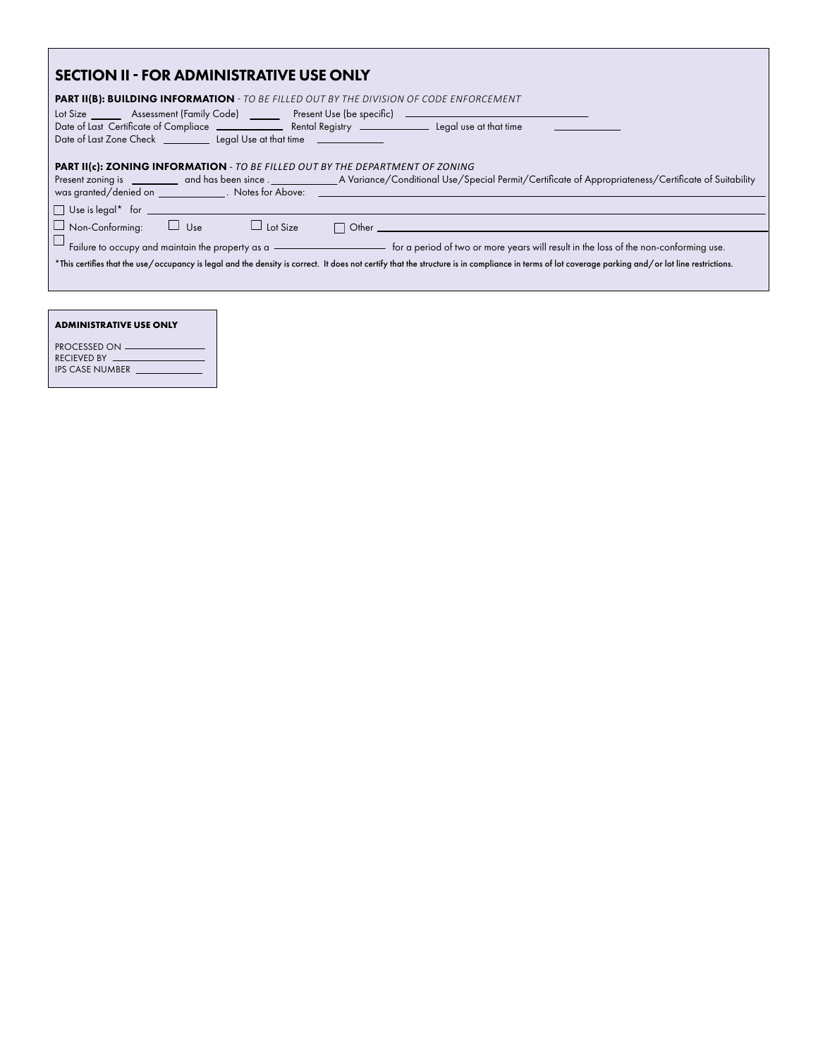## SECTION II - FOR ADMINISTRATIVE USE ONLY

**PART II(B): BUILDING INFORMATION** - *TO BE FILLED OUT BY THE DIVISION OF CODE ENFORCEMENT*

Lot Size ______ Assessment (Family Code) ______ Present Use (be specific) ______________________________

Date of Last Certificate of Compliace ____________ Rental Registry ____________ Legal use at that time ____________

Date of Last Zone Check _________ Legal Use at that time ____________

**PART II(c): ZONING INFORMATION** - *TO BE FILLED OUT BY THE DEPARTMENT OF ZONING*

Present zoning is ________ and has been since . ____________ A Variance/Conditional Use/Special Permit/Certificate of Appropriateness/Certificate of Suitability was granted/denied on ____________. Notes for Above: ______________________________

☐ Use is legal* for ______________________________

☐ Non-Conforming: ☐ Use ☐ Lot Size ☐ Other ______________________________

☐ Failure to occupy and maintain the property as a ____________________ for a period of two or more years will result in the loss of the non-conforming use.

*This certifies that the use/occupancy is legal and the density is correct. It does not certify that the structure is in compliance in terms of lot coverage parking and/or lot line restrictions.

**ADMINISTRATIVE USE ONLY**

PROCESSED ON ______________

RECIEVED BY ______________

IPS CASE NUMBER ______________